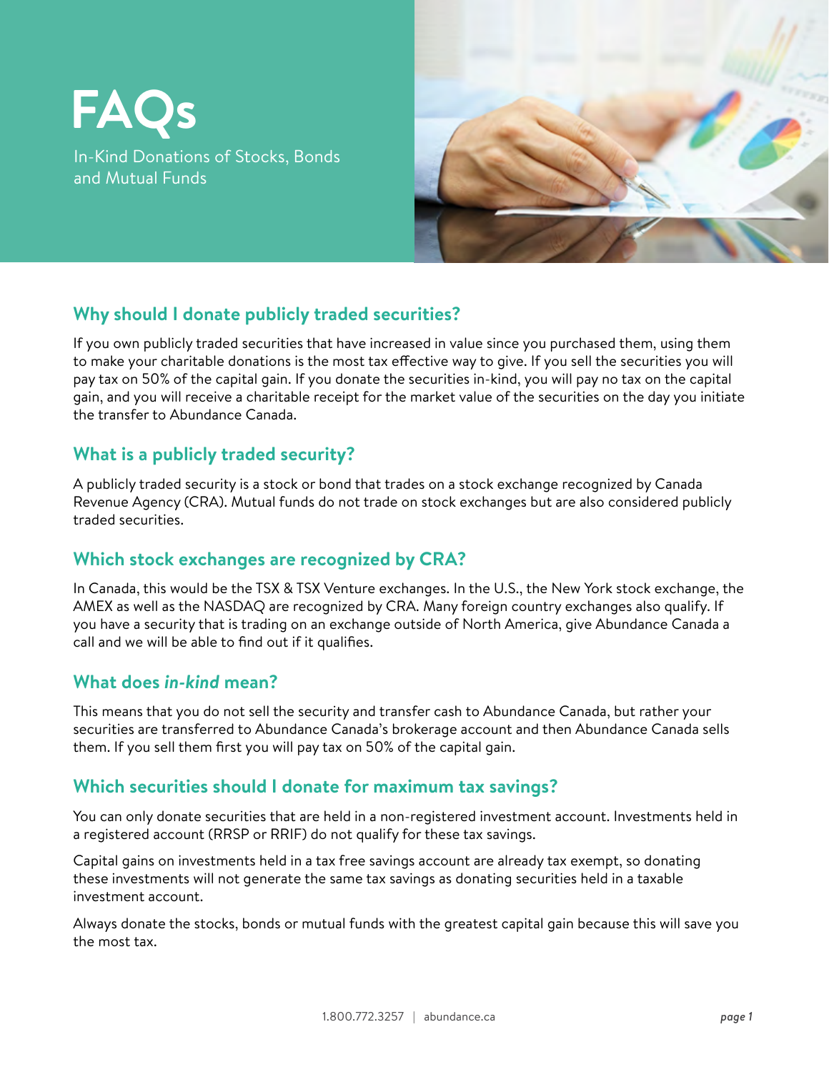# FAQs

In-Kind Donations of Stocks, Bonds and Mutual Funds

## Why should I donate publicly traded securities?

If you own publicly traded securities that have increased in value since you purchased them, using them to make your charitable donations is the most tax effective way to give. If you sell the securities you will pay tax on 50% of the capital gain. If you donate the securities in-kind, you will pay no tax on the capital gain, and you will receive a charitable receipt for the market value of the securities on the day you initiate the transfer to Abundance Canada.

## What is a publicly traded security?

A publicly traded security is a stock or bond that trades on a stock exchange recognized by Canada Revenue Agency (CRA). Mutual funds do not trade on stock exchanges but are also considered publicly traded securities.

## Which stock exchanges are recognized by CRA?

In Canada, this would be the TSX & TSX Venture exchanges. In the U.S., the New York stock exchange, the AMEX as well as the NASDAQ are recognized by CRA. Many foreign country exchanges also qualify. If you have a security that is trading on an exchange outside of North America, give Abundance Canada a call and we will be able to find out if it qualifies.

## What does *in-kind* mean?

This means that you do not sell the security and transfer cash to Abundance Canada, but rather your securities are transferred to Abundance Canada's brokerage account and then Abundance Canada sells them. If you sell them first you will pay tax on 50% of the capital gain.

## Which securities should I donate for maximum tax savings?

You can only donate securities that are held in a non-registered investment account. Investments held in a registered account (RRSP or RRIF) do not qualify for these tax savings.

Capital gains on investments held in a tax free savings account are already tax exempt, so donating these investments will not generate the same tax savings as donating securities held in a taxable investment account.

Always donate the stocks, bonds or mutual funds with the greatest capital gain because this will save you the most tax.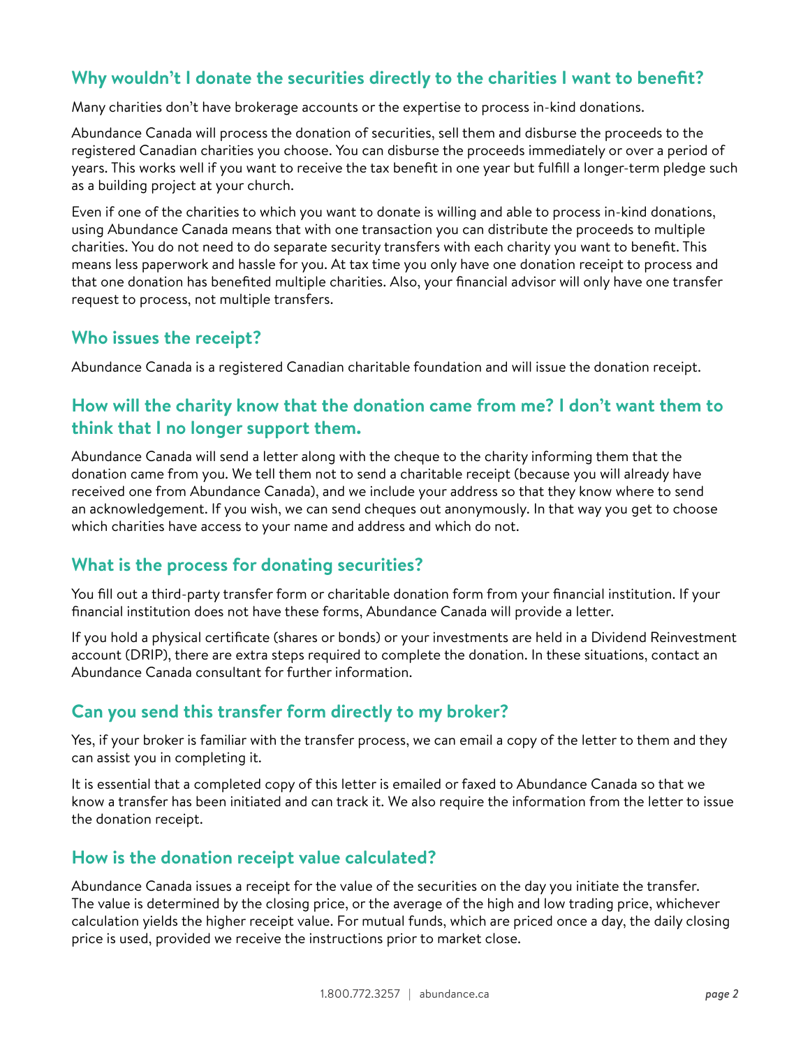## Why wouldn't I donate the securities directly to the charities I want to benefit?

Many charities don't have brokerage accounts or the expertise to process in-kind donations.

Abundance Canada will process the donation of securities, sell them and disburse the proceeds to the registered Canadian charities you choose. You can disburse the proceeds immediately or over a period of years. This works well if you want to receive the tax benefit in one year but fulfill a longer-term pledge such as a building project at your church.

Even if one of the charities to which you want to donate is willing and able to process in-kind donations, using Abundance Canada means that with one transaction you can distribute the proceeds to multiple charities. You do not need to do separate security transfers with each charity you want to benefit. This means less paperwork and hassle for you. At tax time you only have one donation receipt to process and that one donation has benefited multiple charities. Also, your financial advisor will only have one transfer request to process, not multiple transfers.

## Who issues the receipt?

Abundance Canada is a registered Canadian charitable foundation and will issue the donation receipt.

## How will the charity know that the donation came from me? I don't want them to think that I no longer support them.

Abundance Canada will send a letter along with the cheque to the charity informing them that the donation came from you. We tell them not to send a charitable receipt (because you will already have received one from Abundance Canada), and we include your address so that they know where to send an acknowledgement. If you wish, we can send cheques out anonymously. In that way you get to choose which charities have access to your name and address and which do not.

## What is the process for donating securities?

You fill out a third-party transfer form or charitable donation form from your financial institution. If your financial institution does not have these forms, Abundance Canada will provide a letter.

If you hold a physical certificate (shares or bonds) or your investments are held in a Dividend Reinvestment account (DRIP), there are extra steps required to complete the donation. In these situations, contact an Abundance Canada consultant for further information.

## Can you send this transfer form directly to my broker?

Yes, if your broker is familiar with the transfer process, we can email a copy of the letter to them and they can assist you in completing it.

It is essential that a completed copy of this letter is emailed or faxed to Abundance Canada so that we know a transfer has been initiated and can track it. We also require the information from the letter to issue the donation receipt.

## How is the donation receipt value calculated?

Abundance Canada issues a receipt for the value of the securities on the day you initiate the transfer. The value is determined by the closing price, or the average of the high and low trading price, whichever calculation yields the higher receipt value. For mutual funds, which are priced once a day, the daily closing price is used, provided we receive the instructions prior to market close.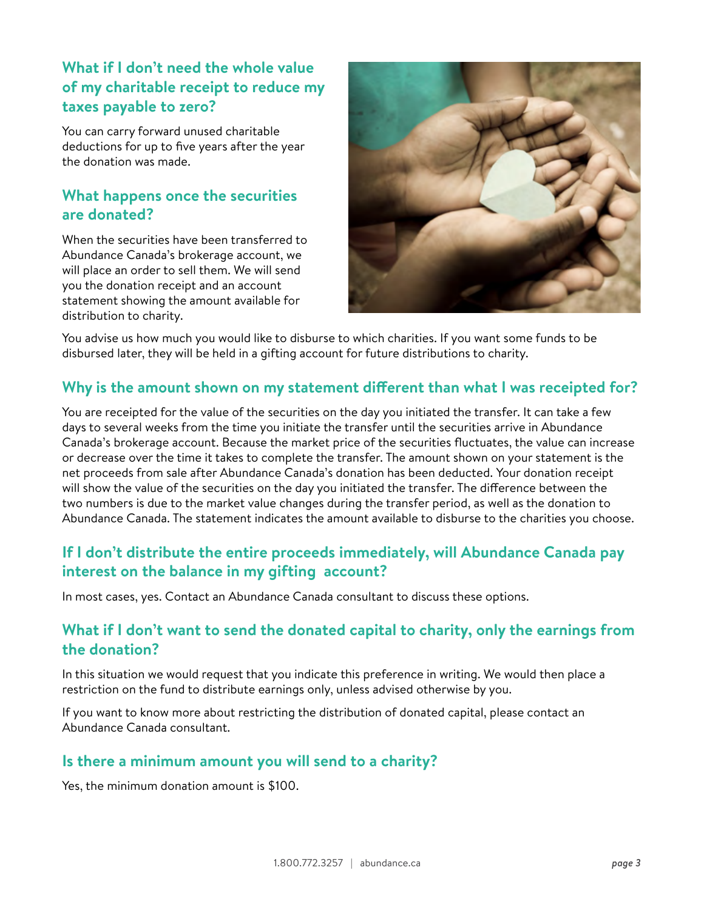## What if I don't need the whole value of my charitable receipt to reduce my taxes payable to zero?

You can carry forward unused charitable deductions for up to five years after the year the donation was made.

## What happens once the securities are donated?

When the securities have been transferred to Abundance Canada's brokerage account, we will place an order to sell them. We will send you the donation receipt and an account statement showing the amount available for distribution to charity.

You advise us how much you would like to disburse to which charities. If you want some funds to be disbursed later, they will be held in a gifting account for future distributions to charity.

## Why is the amount shown on my statement different than what I was receipted for?

You are receipted for the value of the securities on the day you initiated the transfer. It can take a few days to several weeks from the time you initiate the transfer until the securities arrive in Abundance Canada's brokerage account. Because the market price of the securities fluctuates, the value can increase or decrease over the time it takes to complete the transfer. The amount shown on your statement is the net proceeds from sale after Abundance Canada's donation has been deducted. Your donation receipt will show the value of the securities on the day you initiated the transfer. The difference between the two numbers is due to the market value changes during the transfer period, as well as the donation to Abundance Canada. The statement indicates the amount available to disburse to the charities you choose.

## If I don't distribute the entire proceeds immediately, will Abundance Canada pay interest on the balance in my gifting account?

In most cases, yes. Contact an Abundance Canada consultant to discuss these options.

## What if I don't want to send the donated capital to charity, only the earnings from the donation?

In this situation we would request that you indicate this preference in writing. We would then place a restriction on the fund to distribute earnings only, unless advised otherwise by you.

If you want to know more about restricting the distribution of donated capital, please contact an Abundance Canada consultant.

## Is there a minimum amount you will send to a charity?

Yes, the minimum donation amount is $100.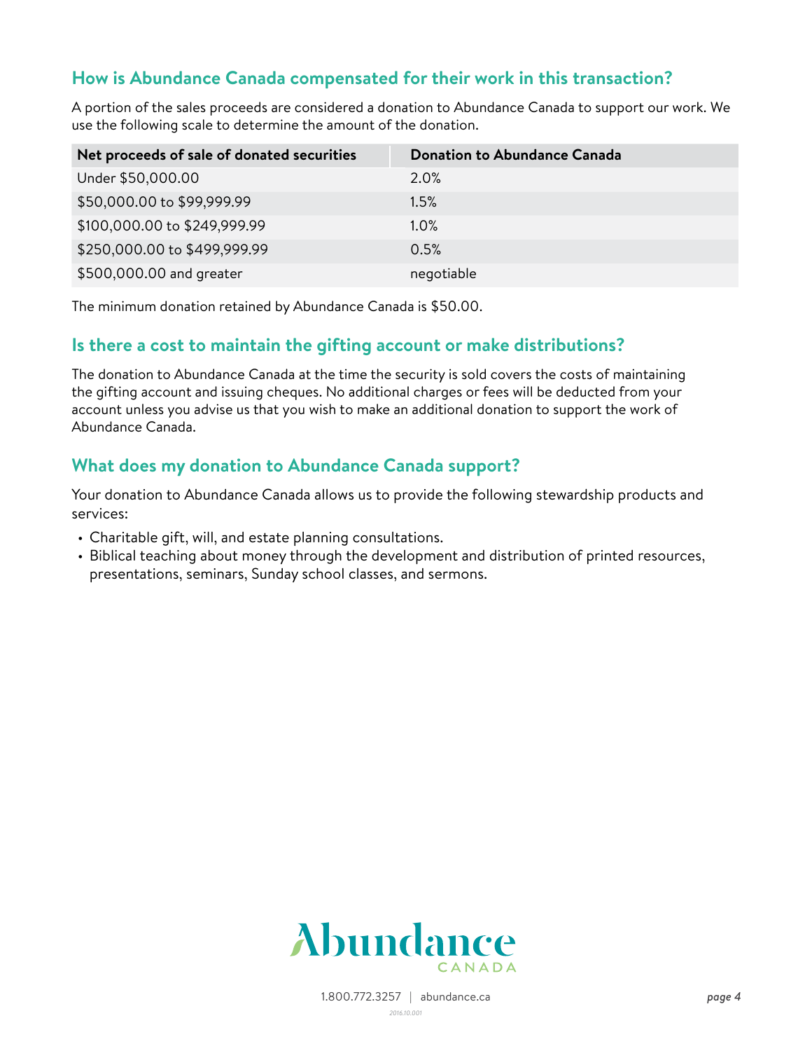## How is Abundance Canada compensated for their work in this transaction?

A portion of the sales proceeds are considered a donation to Abundance Canada to support our work. We use the following scale to determine the amount of the donation.

| Net proceeds of sale of donated securities | Donation to Abundance Canada |
|---|---|
| Under $50,000.00 | 2.0% |
| $50,000.00 to $99,999.99 | 1.5% |
| $100,000.00 to $249,999.99 | 1.0% |
| $250,000.00 to $499,999.99 | 0.5% |
| $500,000.00 and greater | negotiable |

The minimum donation retained by Abundance Canada is $50.00.

## Is there a cost to maintain the gifting account or make distributions?

The donation to Abundance Canada at the time the security is sold covers the costs of maintaining the gifting account and issuing cheques. No additional charges or fees will be deducted from your account unless you advise us that you wish to make an additional donation to support the work of Abundance Canada.

## What does my donation to Abundance Canada support?

Your donation to Abundance Canada allows us to provide the following stewardship products and services:

- Charitable gift, will, and estate planning consultations.
- Biblical teaching about money through the development and distribution of printed resources, presentations, seminars, Sunday school classes, and sermons.

Abundance CANADA

1.800.772.3257 | abundance.ca

2016.10.001